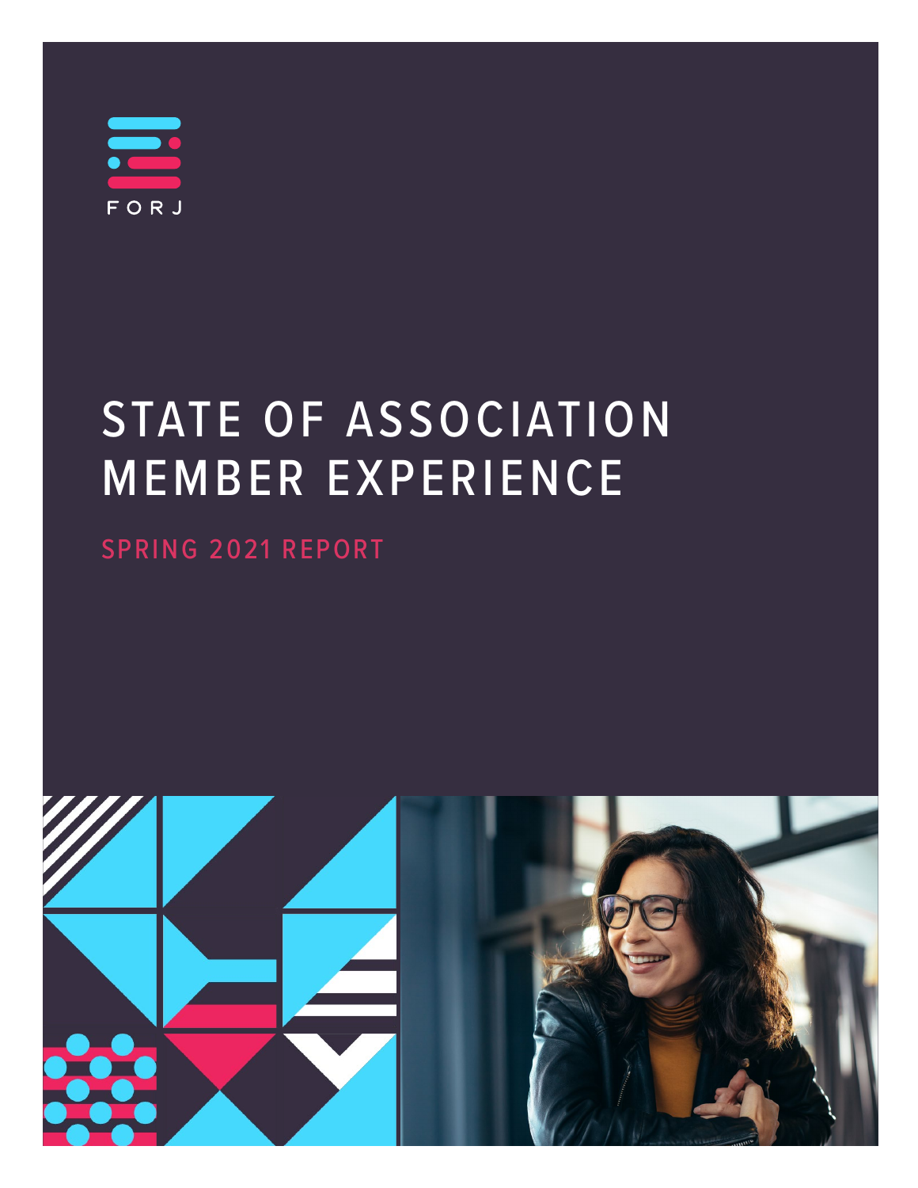FORJ

# STATE OF ASSOCIATION MEMBER EXPERIENCE

## SPRING 2021 REPORT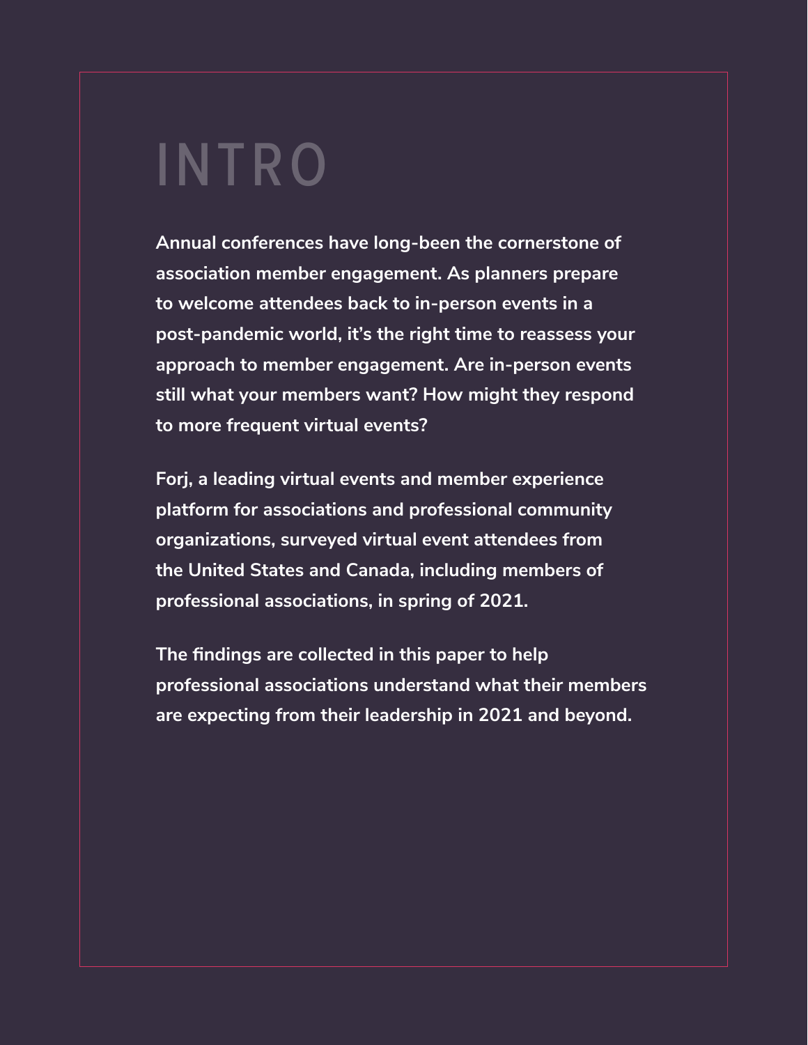# INTRO

**Annual conferences have long-been the cornerstone of association member engagement. As planners prepare to welcome attendees back to in-person events in a post-pandemic world, it's the right time to reassess your approach to member engagement. Are in-person events still what your members want? How might they respond to more frequent virtual events?**

**Forj, a leading virtual events and member experience platform for associations and professional community organizations, surveyed virtual event attendees from the United States and Canada, including members of professional associations, in spring of 2021.**

**The findings are collected in this paper to help professional associations understand what their members are expecting from their leadership in 2021 and beyond.**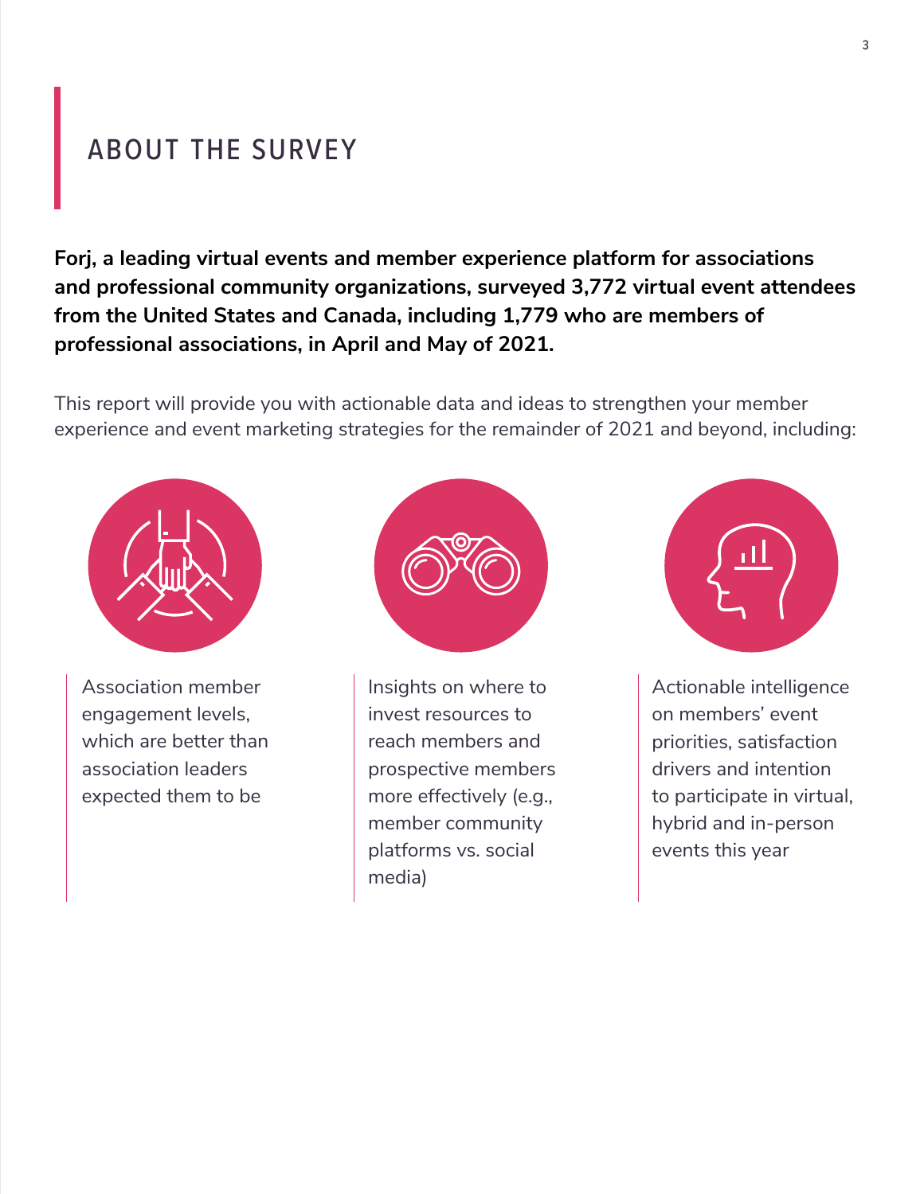# ABOUT THE SURVEY

**Forj, a leading virtual events and member experience platform for associations and professional community organizations, surveyed 3,772 virtual event attendees from the United States and Canada, including 1,779 who are members of professional associations, in April and May of 2021.**

This report will provide you with actionable data and ideas to strengthen your member experience and event marketing strategies for the remainder of 2021 and beyond, including:

- Association member engagement levels, which are better than association leaders expected them to be
- Insights on where to invest resources to reach members and prospective members more effectively (e.g., member community platforms vs. social media)
- Actionable intelligence on members' event priorities, satisfaction drivers and intention to participate in virtual, hybrid and in-person events this year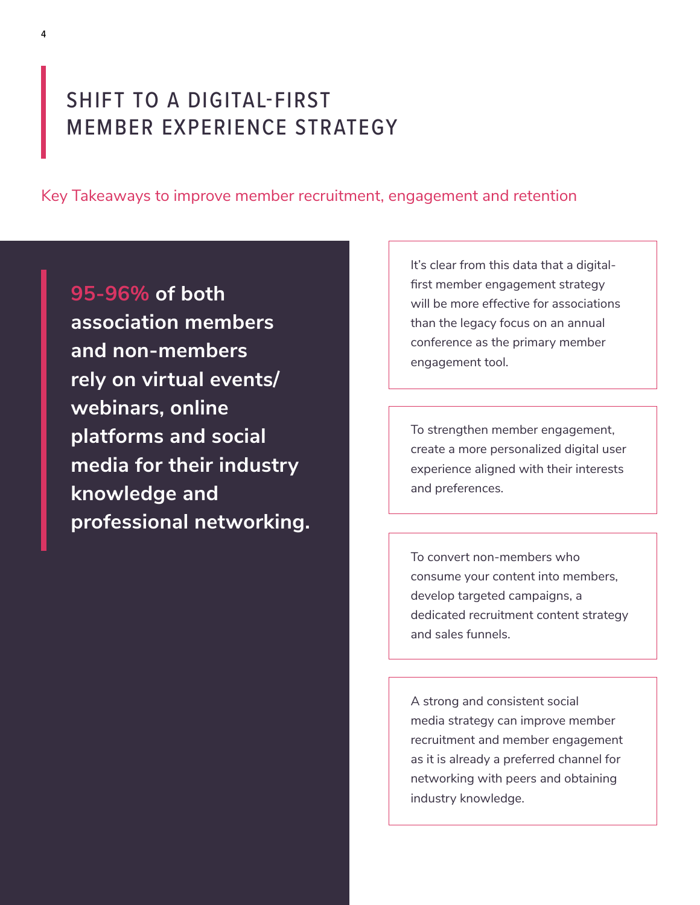# SHIFT TO A DIGITAL-FIRST MEMBER EXPERIENCE STRATEGY

Key Takeaways to improve member recruitment, engagement and retention

**95-96% of both association members and non-members rely on virtual events/ webinars, online platforms and social media for their industry knowledge and professional networking.**

It's clear from this data that a digital-first member engagement strategy will be more effective for associations than the legacy focus on an annual conference as the primary member engagement tool.

To strengthen member engagement, create a more personalized digital user experience aligned with their interests and preferences.

To convert non-members who consume your content into members, develop targeted campaigns, a dedicated recruitment content strategy and sales funnels.

A strong and consistent social media strategy can improve member recruitment and member engagement as it is already a preferred channel for networking with peers and obtaining industry knowledge.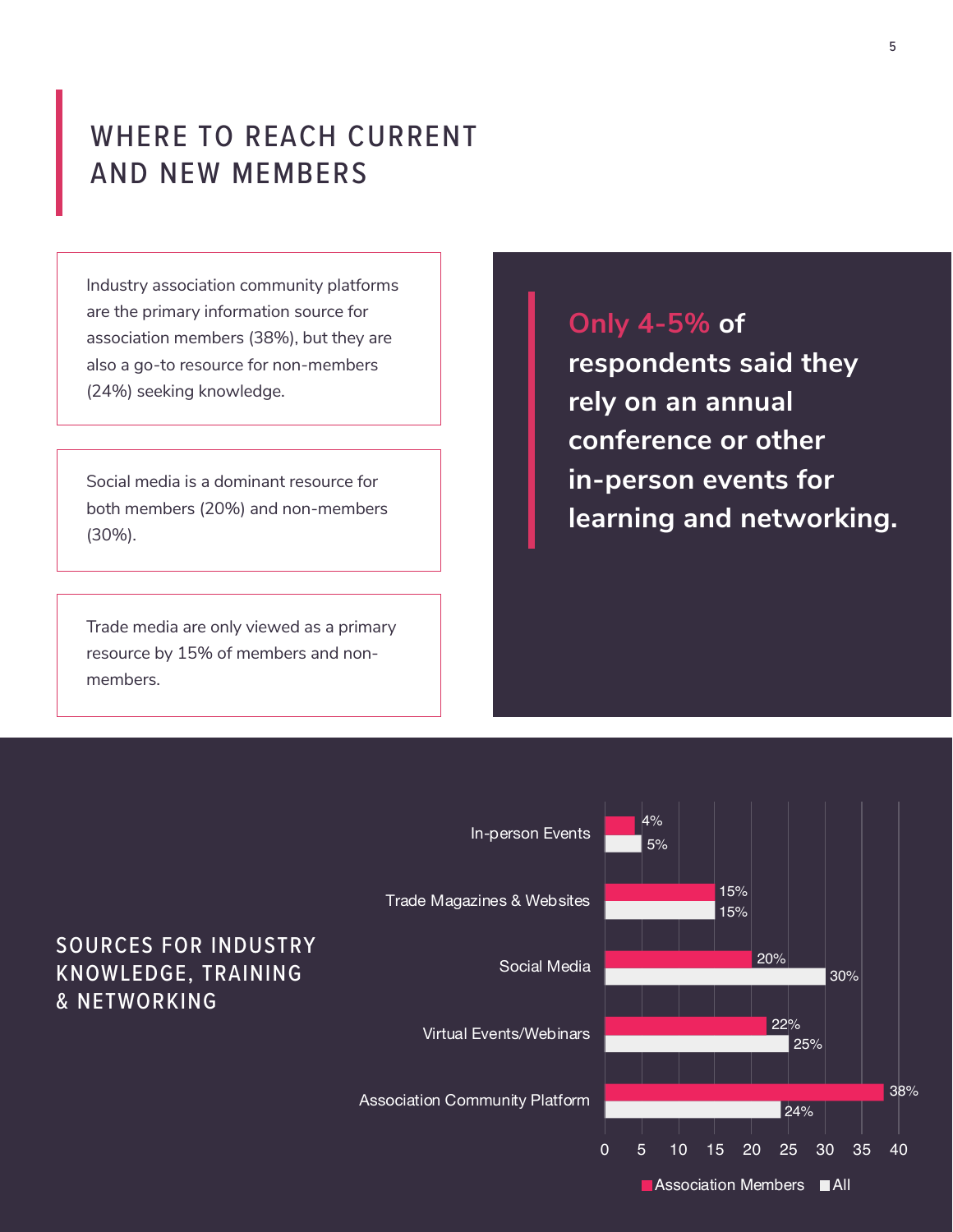# WHERE TO REACH CURRENT AND NEW MEMBERS

Industry association community platforms are the primary information source for association members (38%), but they are also a go-to resource for non-members (24%) seeking knowledge.

Social media is a dominant resource for both members (20%) and non-members (30%).

Trade media are only viewed as a primary resource by 15% of members and non-members.

**Only 4-5% of respondents said they rely on an annual conference or other in-person events for learning and networking.**

## SOURCES FOR INDUSTRY KNOWLEDGE, TRAINING & NETWORKING

| Source | Association Members | All |
|---|---|---|
| In-person Events | 4% | 5% |
| Trade Magazines & Websites | 15% | 15% |
| Social Media | 20% | 30% |
| Virtual Events/Webinars | 22% | 25% |
| Association Community Platform | 38% | 24% |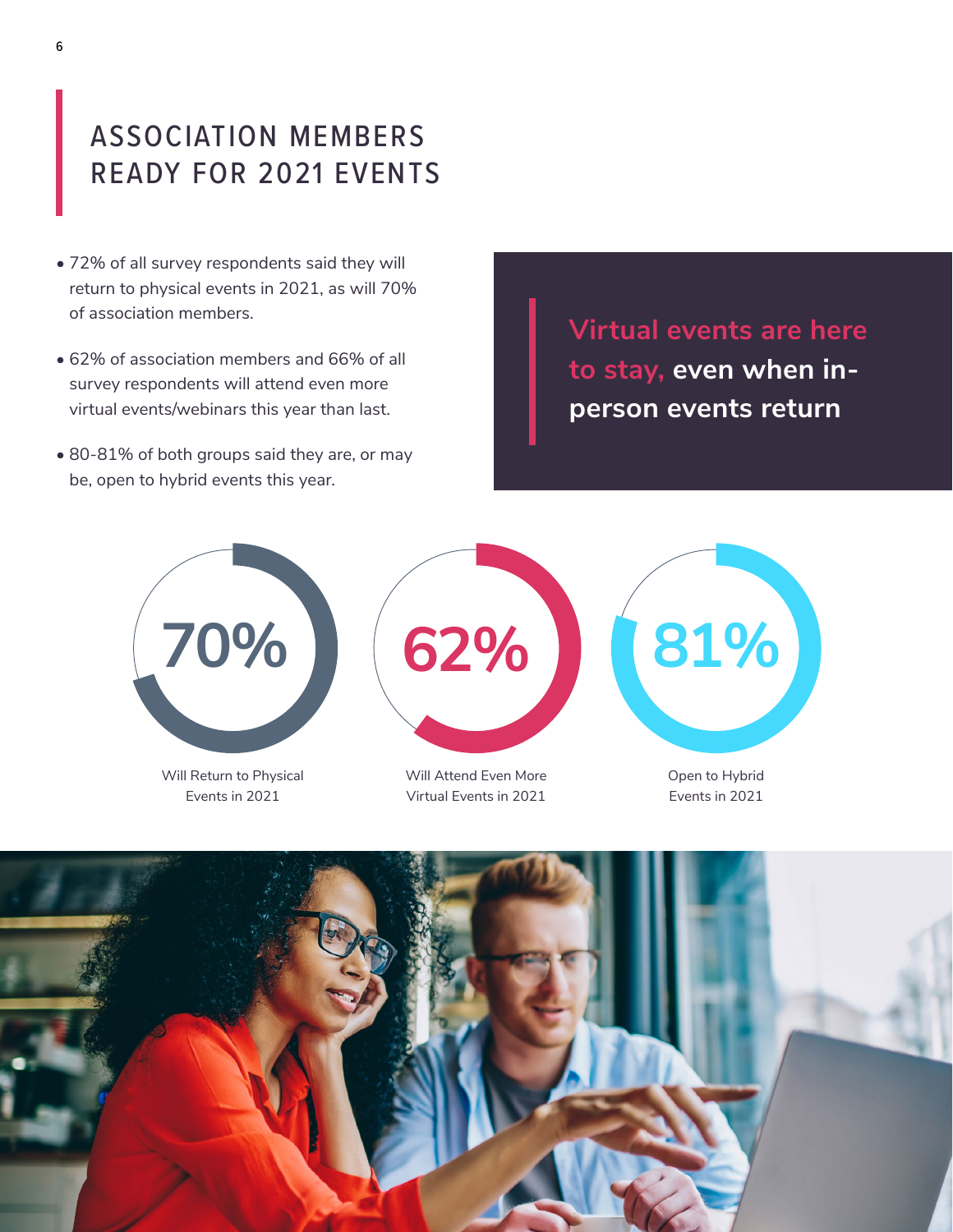# ASSOCIATION MEMBERS READY FOR 2021 EVENTS

- 72% of all survey respondents said they will return to physical events in 2021, as will 70% of association members.
- 62% of association members and 66% of all survey respondents will attend even more virtual events/webinars this year than last.
- 80-81% of both groups said they are, or may be, open to hybrid events this year.

**Virtual events are here to stay, even when in-person events return**

**70%**
Will Return to Physical Events in 2021

**62%**
Will Attend Even More Virtual Events in 2021

**81%**
Open to Hybrid Events in 2021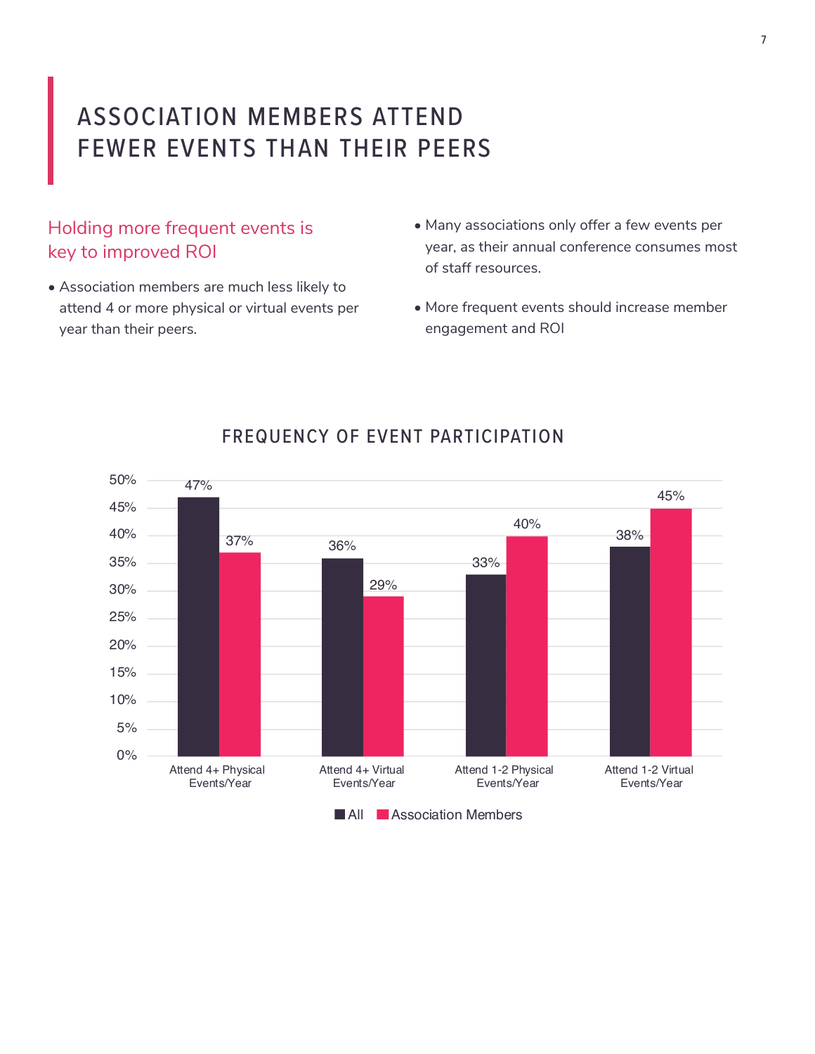# ASSOCIATION MEMBERS ATTEND FEWER EVENTS THAN THEIR PEERS

## Holding more frequent events is key to improved ROI

- Association members are much less likely to attend 4 or more physical or virtual events per year than their peers.
- Many associations only offer a few events per year, as their annual conference consumes most of staff resources.
- More frequent events should increase member engagement and ROI

### FREQUENCY OF EVENT PARTICIPATION

| | All | Association Members |
|---|---|---|
| Attend 4+ Physical Events/Year | 47% | 37% |
| Attend 4+ Virtual Events/Year | 36% | 29% |
| Attend 1-2 Physical Events/Year | 33% | 40% |
| Attend 1-2 Virtual Events/Year | 38% | 45% |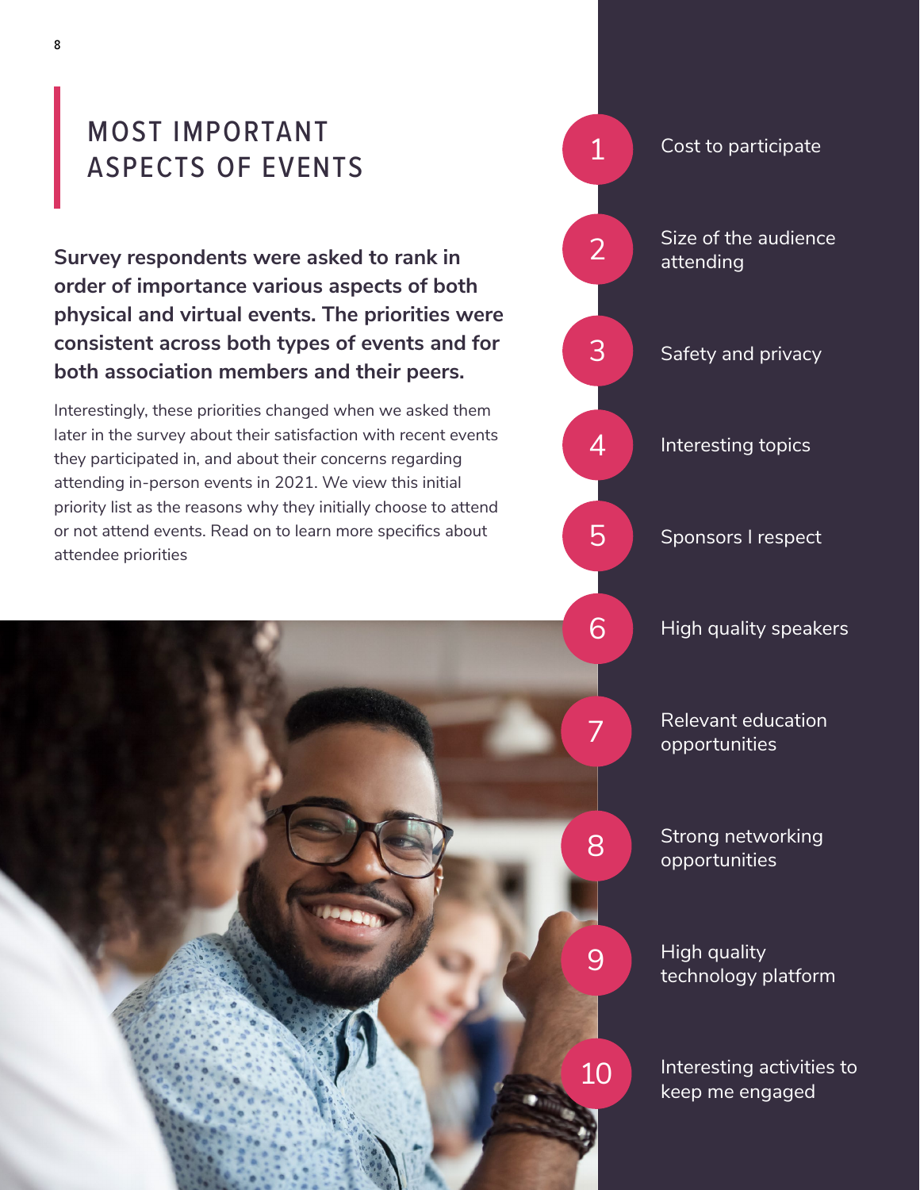# MOST IMPORTANT ASPECTS OF EVENTS

**Survey respondents were asked to rank in order of importance various aspects of both physical and virtual events. The priorities were consistent across both types of events and for both association members and their peers.**

Interestingly, these priorities changed when we asked them later in the survey about their satisfaction with recent events they participated in, and about their concerns regarding attending in-person events in 2021. We view this initial priority list as the reasons why they initially choose to attend or not attend events. Read on to learn more specifics about attendee priorities

1. Cost to participate
2. Size of the audience attending
3. Safety and privacy
4. Interesting topics
5. Sponsors I respect
6. High quality speakers
7. Relevant education opportunities
8. Strong networking opportunities
9. High quality technology platform
10. Interesting activities to keep me engaged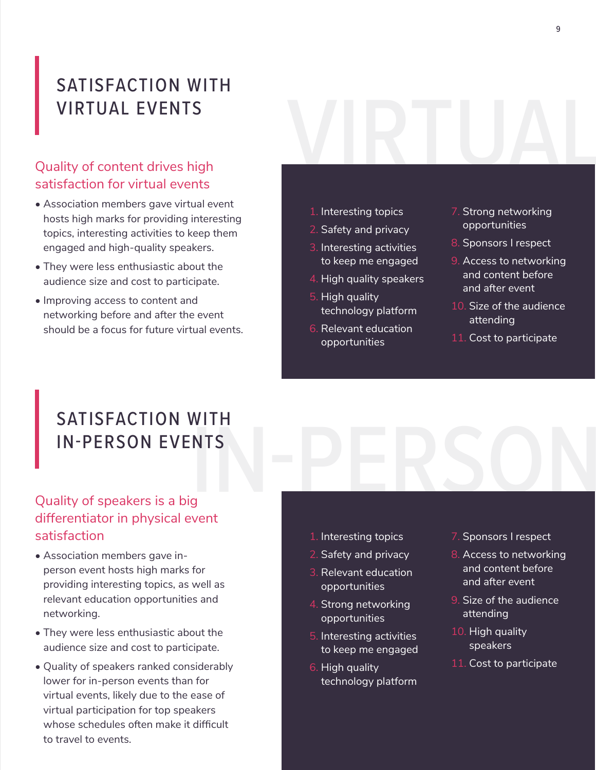# SATISFACTION WITH VIRTUAL EVENTS

### Quality of content drives high satisfaction for virtual events

- Association members gave virtual event hosts high marks for providing interesting topics, interesting activities to keep them engaged and high-quality speakers.
- They were less enthusiastic about the audience size and cost to participate.
- Improving access to content and networking before and after the event should be a focus for future virtual events.

1. Interesting topics
2. Safety and privacy
3. Interesting activities to keep me engaged
4. High quality speakers
5. High quality technology platform
6. Relevant education opportunities
7. Strong networking opportunities
8. Sponsors I respect
9. Access to networking and content before and after event
10. Size of the audience attending
11. Cost to participate

# SATISFACTION WITH IN-PERSON EVENTS

### Quality of speakers is a big differentiator in physical event satisfaction

- Association members gave in-person event hosts high marks for providing interesting topics, as well as relevant education opportunities and networking.
- They were less enthusiastic about the audience size and cost to participate.
- Quality of speakers ranked considerably lower for in-person events than for virtual events, likely due to the ease of virtual participation for top speakers whose schedules often make it difficult to travel to events.

1. Interesting topics
2. Safety and privacy
3. Relevant education opportunities
4. Strong networking opportunities
5. Interesting activities to keep me engaged
6. High quality technology platform
7. Sponsors I respect
8. Access to networking and content before and after event
9. Size of the audience attending
10. High quality speakers
11. Cost to participate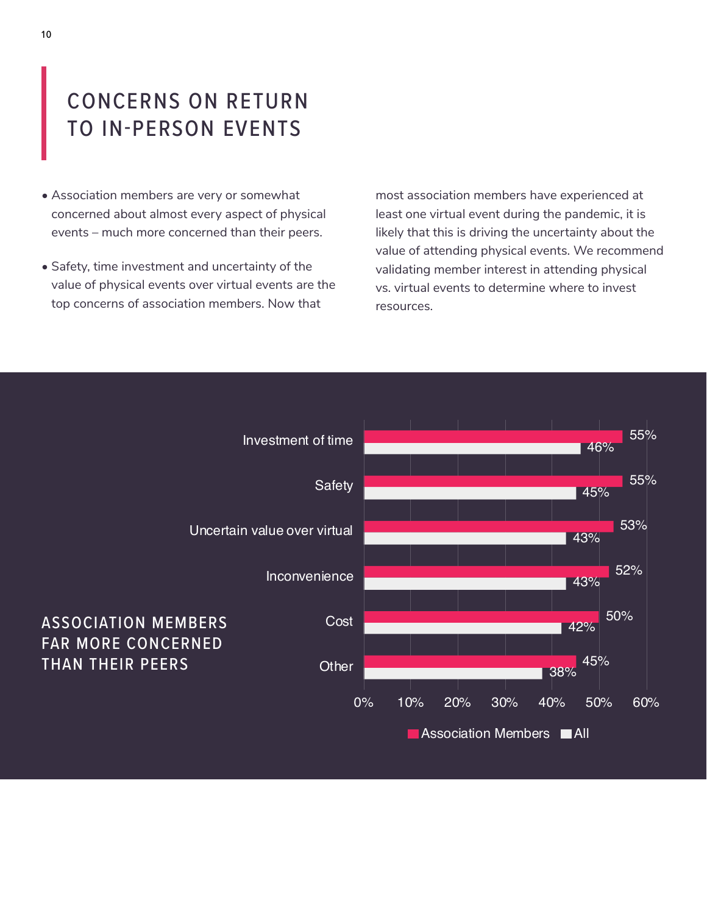# CONCERNS ON RETURN TO IN-PERSON EVENTS

- Association members are very or somewhat concerned about almost every aspect of physical events – much more concerned than their peers.
- Safety, time investment and uncertainty of the value of physical events over virtual events are the top concerns of association members. Now that most association members have experienced at least one virtual event during the pandemic, it is likely that this is driving the uncertainty about the value of attending physical events. We recommend validating member interest in attending physical vs. virtual events to determine where to invest resources.

## ASSOCIATION MEMBERS FAR MORE CONCERNED THAN THEIR PEERS

| Concern | Association Members | All |
|---|---|---|
| Investment of time | 55% | 46% |
| Safety | 55% | 45% |
| Uncertain value over virtual | 53% | 43% |
| Inconvenience | 52% | 43% |
| Cost | 50% | 42% |
| Other | 45% | 38% |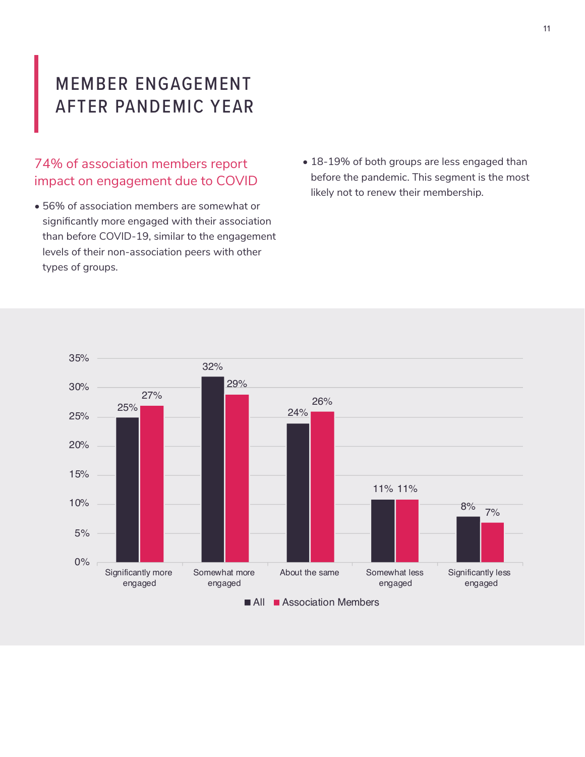# MEMBER ENGAGEMENT AFTER PANDEMIC YEAR

## 74% of association members report impact on engagement due to COVID

- 56% of association members are somewhat or significantly more engaged with their association than before COVID-19, similar to the engagement levels of their non-association peers with other types of groups.
- 18-19% of both groups are less engaged than before the pandemic. This segment is the most likely not to renew their membership.

| | All | Association Members |
|---|---|---|
| Significantly more engaged | 25% | 27% |
| Somewhat more engaged | 32% | 29% |
| About the same | 24% | 26% |
| Somewhat less engaged | 11% | 11% |
| Significantly less engaged | 8% | 7% |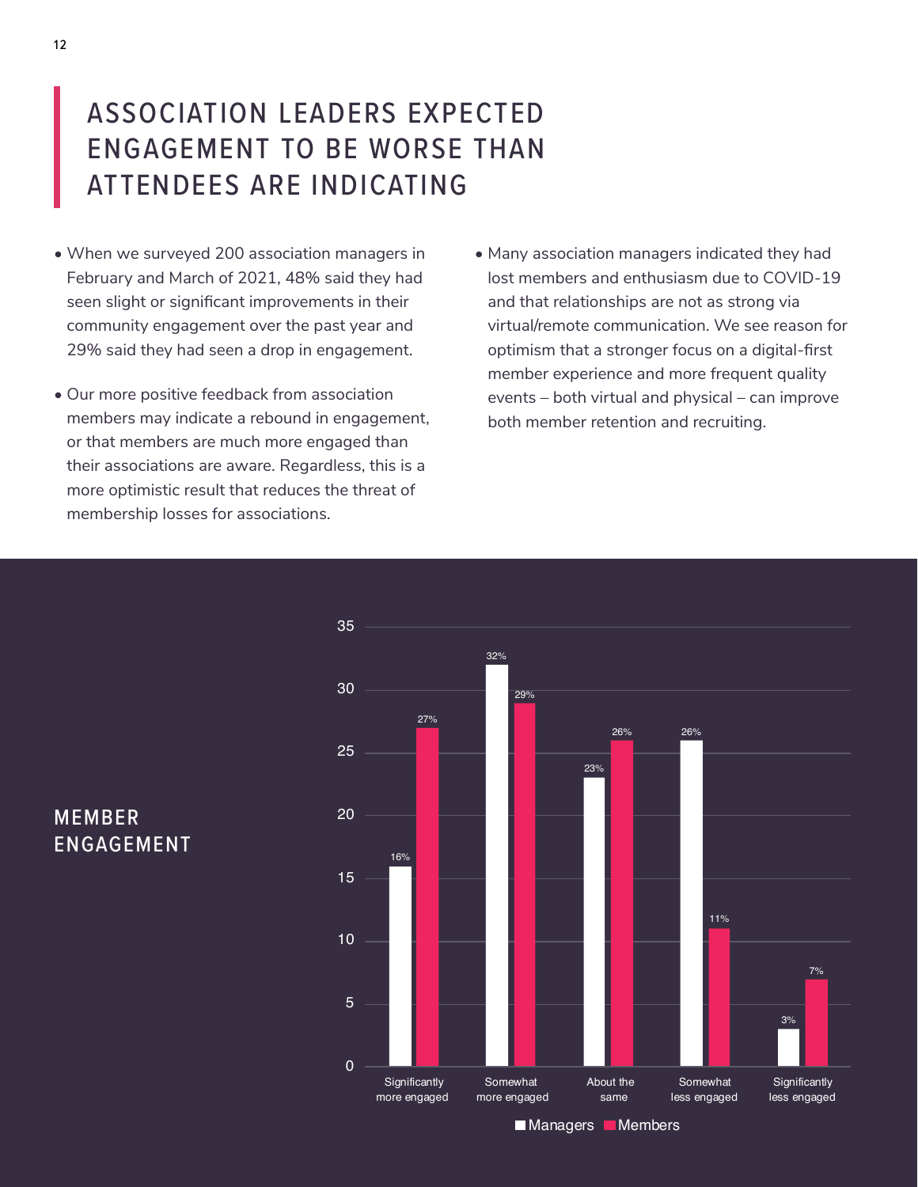# ASSOCIATION LEADERS EXPECTED ENGAGEMENT TO BE WORSE THAN ATTENDEES ARE INDICATING

- When we surveyed 200 association managers in February and March of 2021, 48% said they had seen slight or significant improvements in their community engagement over the past year and 29% said they had seen a drop in engagement.
- Our more positive feedback from association members may indicate a rebound in engagement, or that members are much more engaged than their associations are aware. Regardless, this is a more optimistic result that reduces the threat of membership losses for associations.
- Many association managers indicated they had lost members and enthusiasm due to COVID-19 and that relationships are not as strong via virtual/remote communication. We see reason for optimism that a stronger focus on a digital-first member experience and more frequent quality events – both virtual and physical – can improve both member retention and recruiting.

## MEMBER ENGAGEMENT

| | Managers | Members |
|---|---|---|
| Significantly more engaged | 16% | 27% |
| Somewhat more engaged | 32% | 29% |
| About the same | 23% | 26% |
| Somewhat less engaged | 26% | 11% |
| Significantly less engaged | 3% | 7% |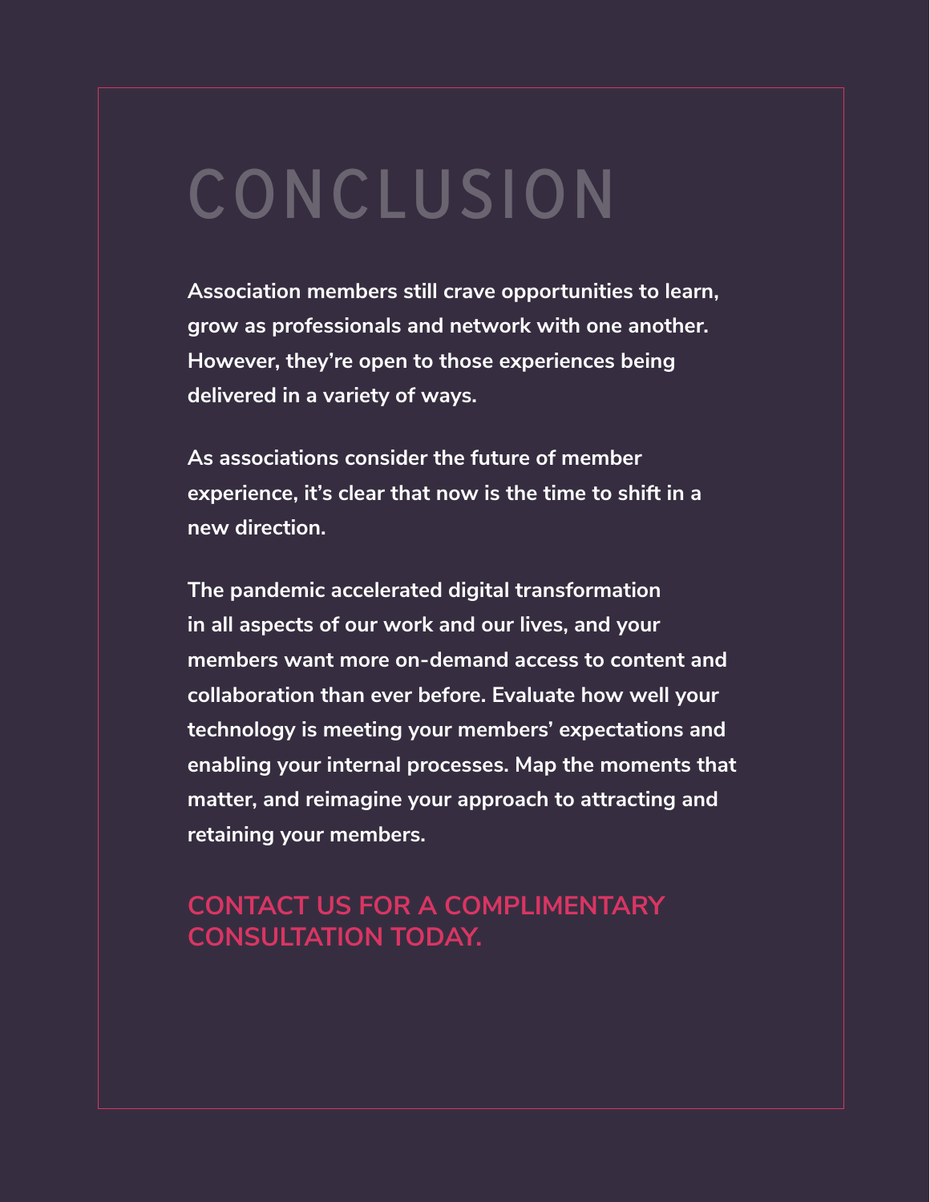# CONCLUSION

**Association members still crave opportunities to learn, grow as professionals and network with one another. However, they're open to those experiences being delivered in a variety of ways.**

**As associations consider the future of member experience, it's clear that now is the time to shift in a new direction.**

**The pandemic accelerated digital transformation in all aspects of our work and our lives, and your members want more on-demand access to content and collaboration than ever before. Evaluate how well your technology is meeting your members' expectations and enabling your internal processes. Map the moments that matter, and reimagine your approach to attracting and retaining your members.**

**CONTACT US FOR A COMPLIMENTARY CONSULTATION TODAY.**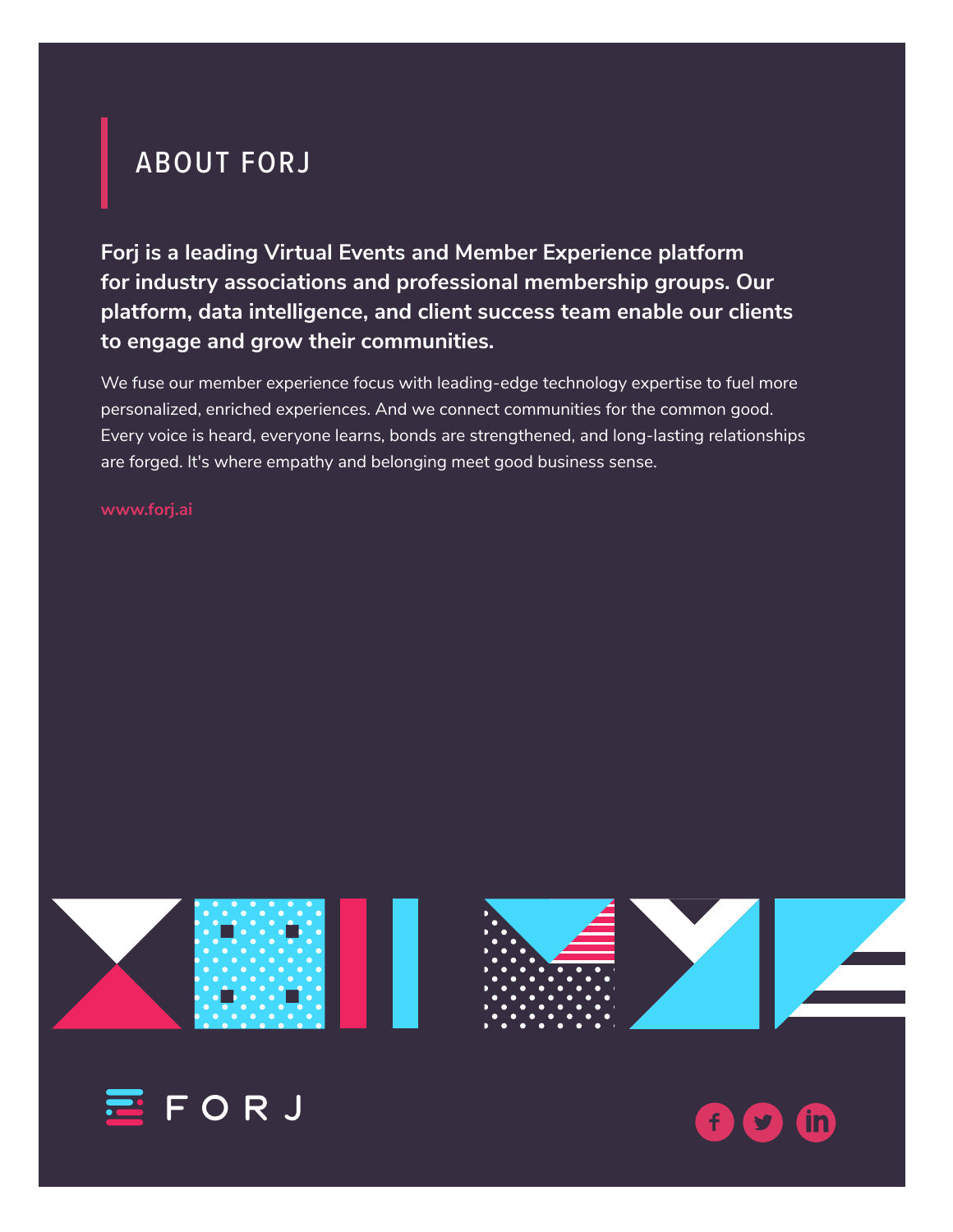# ABOUT FORJ

**Forj is a leading Virtual Events and Member Experience platform for industry associations and professional membership groups. Our platform, data intelligence, and client success team enable our clients to engage and grow their communities.**

We fuse our member experience focus with leading-edge technology expertise to fuel more personalized, enriched experiences. And we connect communities for the common good. Every voice is heard, everyone learns, bonds are strengthened, and long-lasting relationships are forged. It's where empathy and belonging meet good business sense.

**www.forj.ai**

FORJ